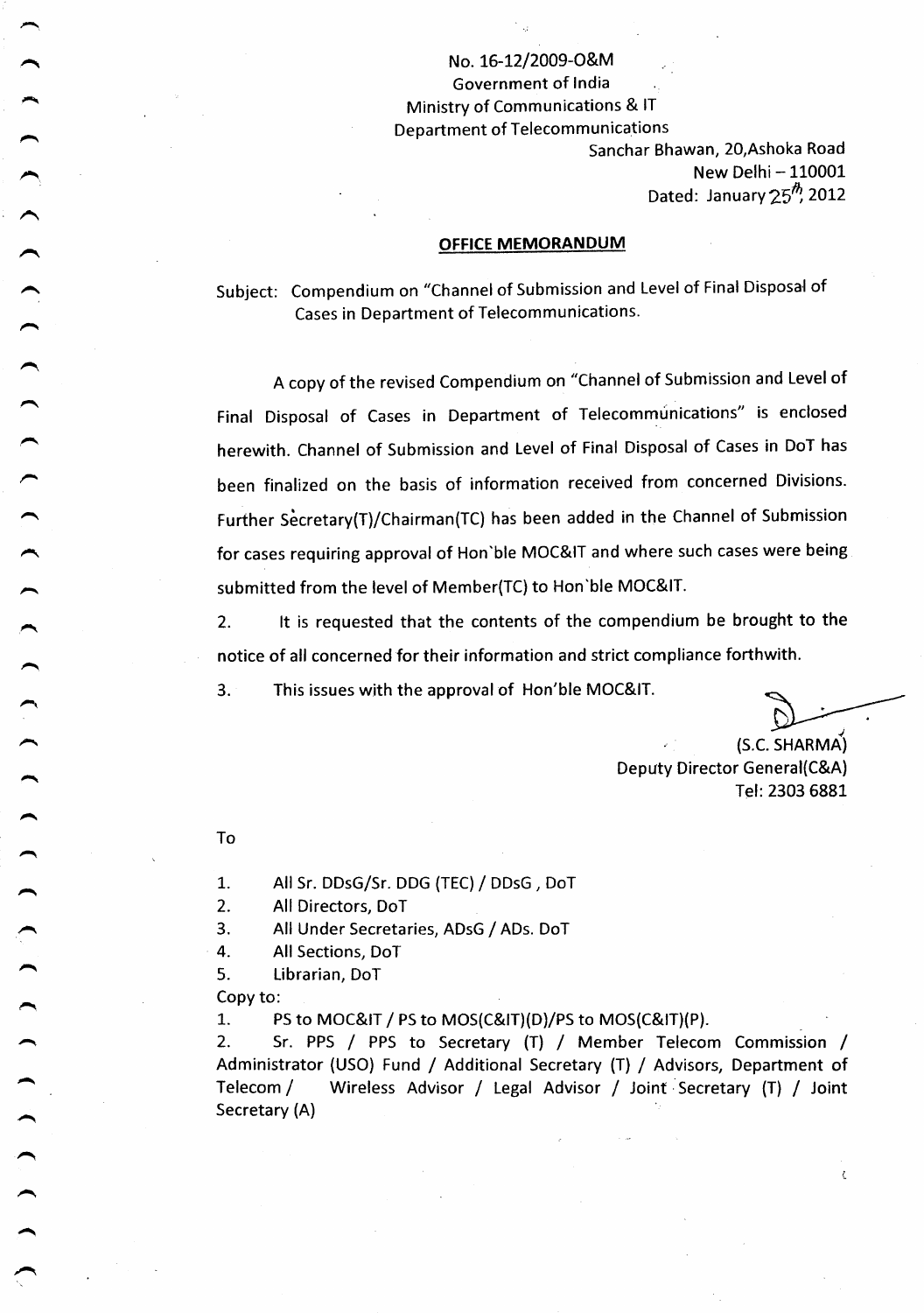No. 16-12/2009-O&M
Government of India
Ministry of Communications & IT
Department of Telecommunications

Sanchar Bhawan, 20,Ashoka Road
New Delhi – 110001
Dated: January 25th, 2012

## OFFICE MEMORANDUM

Subject: Compendium on "Channel of Submission and Level of Final Disposal of Cases in Department of Telecommunications.

A copy of the revised Compendium on "Channel of Submission and Level of Final Disposal of Cases in Department of Telecommunications" is enclosed herewith. Channel of Submission and Level of Final Disposal of Cases in DoT has been finalized on the basis of information received from concerned Divisions. Further Secretary(T)/Chairman(TC) has been added in the Channel of Submission for cases requiring approval of Hon`ble MOC&IT and where such cases were being submitted from the level of Member(TC) to Hon`ble MOC&IT.

2. It is requested that the contents of the compendium be brought to the notice of all concerned for their information and strict compliance forthwith.

3. This issues with the approval of Hon'ble MOC&IT.

(S.C. SHARMA)
Deputy Director General(C&A)
Tel: 2303 6881

To

1. All Sr. DDsG/Sr. DDG (TEC) / DDsG , DoT
2. All Directors, DoT
3. All Under Secretaries, ADsG / ADs. DoT
4. All Sections, DoT
5. Librarian, DoT

Copy to:

1. PS to MOC&IT / PS to MOS(C&IT)(D)/PS to MOS(C&IT)(P).
2. Sr. PPS / PPS to Secretary (T) / Member Telecom Commission / Administrator (USO) Fund / Additional Secretary (T) / Advisors, Department of Telecom / Wireless Advisor / Legal Advisor / Joint Secretary (T) / Joint Secretary (A)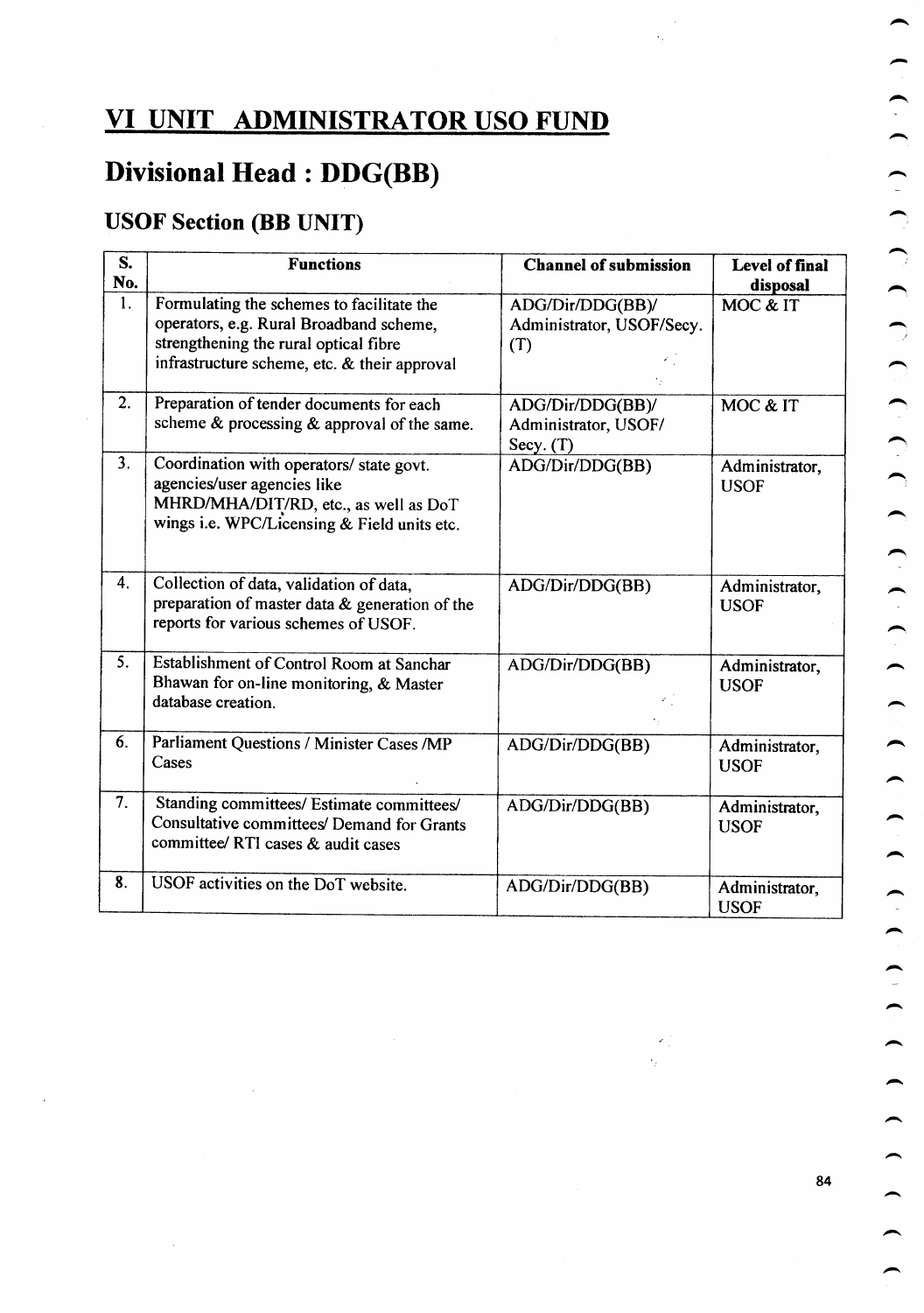# VI UNIT ADMINISTRATOR USO FUND

# Divisional Head : DDG(BB)

## USOF Section (BB UNIT)

| S. No. | Functions | Channel of submission | Level of final disposal |
|---|---|---|---|
| 1. | Formulating the schemes to facilitate the operators, e.g. Rural Broadband scheme, strengthening the rural optical fibre infrastructure scheme, etc. & their approval | ADG/Dir/DDG(BB)/ Administrator, USOF/Secy. (T) | MOC & IT |
| 2. | Preparation of tender documents for each scheme & processing & approval of the same. | ADG/Dir/DDG(BB)/ Administrator, USOF/ Secy. (T) | MOC & IT |
| 3. | Coordination with operators/ state govt. agencies/user agencies like MHRD/MHA/DIT/RD, etc., as well as DoT wings i.e. WPC/Licensing & Field units etc. | ADG/Dir/DDG(BB) | Administrator, USOF |
| 4. | Collection of data, validation of data, preparation of master data & generation of the reports for various schemes of USOF. | ADG/Dir/DDG(BB) | Administrator, USOF |
| 5. | Establishment of Control Room at Sanchar Bhawan for on-line monitoring, & Master database creation. | ADG/Dir/DDG(BB) | Administrator, USOF |
| 6. | Parliament Questions / Minister Cases /MP Cases | ADG/Dir/DDG(BB) | Administrator, USOF |
| 7. | Standing committees/ Estimate committees/ Consultative committees/ Demand for Grants committee/ RTI cases & audit cases | ADG/Dir/DDG(BB) | Administrator, USOF |
| 8. | USOF activities on the DoT website. | ADG/Dir/DDG(BB) | Administrator, USOF |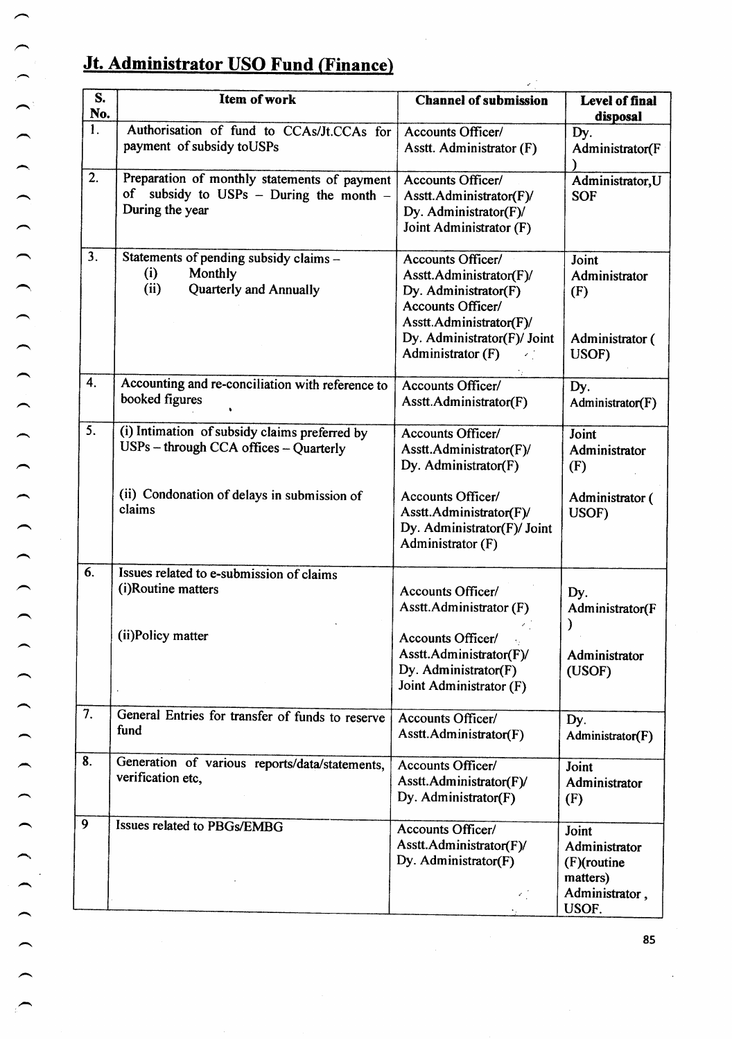## Jt. Administrator USO Fund (Finance)

| S. No. | Item of work | Channel of submission | Level of final disposal |
|---|---|---|---|
| 1. | Authorisation of fund to CCAs/Jt.CCAs for payment of subsidy toUSPs | Accounts Officer/ Asstt. Administrator (F) | Dy. Administrator(F) |
| 2. | Preparation of monthly statements of payment of subsidy to USPs – During the month – During the year | Accounts Officer/ Asstt.Administrator(F)/ Dy. Administrator(F)/ Joint Administrator (F) | Administrator,USOF |
| 3. | Statements of pending subsidy claims – (i) Monthly (ii) Quarterly and Annually | Accounts Officer/ Asstt.Administrator(F)/ Dy. Administrator(F) Accounts Officer/ Asstt.Administrator(F)/ Dy. Administrator(F)/ Joint Administrator (F) | Joint Administrator (F) Administrator ( USOF) |
| 4. | Accounting and re-conciliation with reference to booked figures | Accounts Officer/ Asstt.Administrator(F) | Dy. Administrator(F) |
| 5. | (i) Intimation of subsidy claims preferred by USPs – through CCA offices – Quarterly (ii) Condonation of delays in submission of claims | Accounts Officer/ Asstt.Administrator(F)/ Dy. Administrator(F) Accounts Officer/ Asstt.Administrator(F)/ Dy. Administrator(F)/ Joint Administrator (F) | Joint Administrator (F) Administrator ( USOF) |
| 6. | Issues related to e-submission of claims (i)Routine matters (ii)Policy matter | Accounts Officer/ Asstt.Administrator (F) Accounts Officer/ Asstt.Administrator(F)/ Dy. Administrator(F) Joint Administrator (F) | Dy. Administrator(F) Administrator (USOF) |
| 7. | General Entries for transfer of funds to reserve fund | Accounts Officer/ Asstt.Administrator(F) | Dy. Administrator(F) |
| 8. | Generation of various reports/data/statements, verification etc, | Accounts Officer/ Asstt.Administrator(F)/ Dy. Administrator(F) | Joint Administrator (F) |
| 9 | Issues related to PBGs/EMBG | Accounts Officer/ Asstt.Administrator(F)/ Dy. Administrator(F) | Joint Administrator (F)(routine matters) Administrator, USOF. |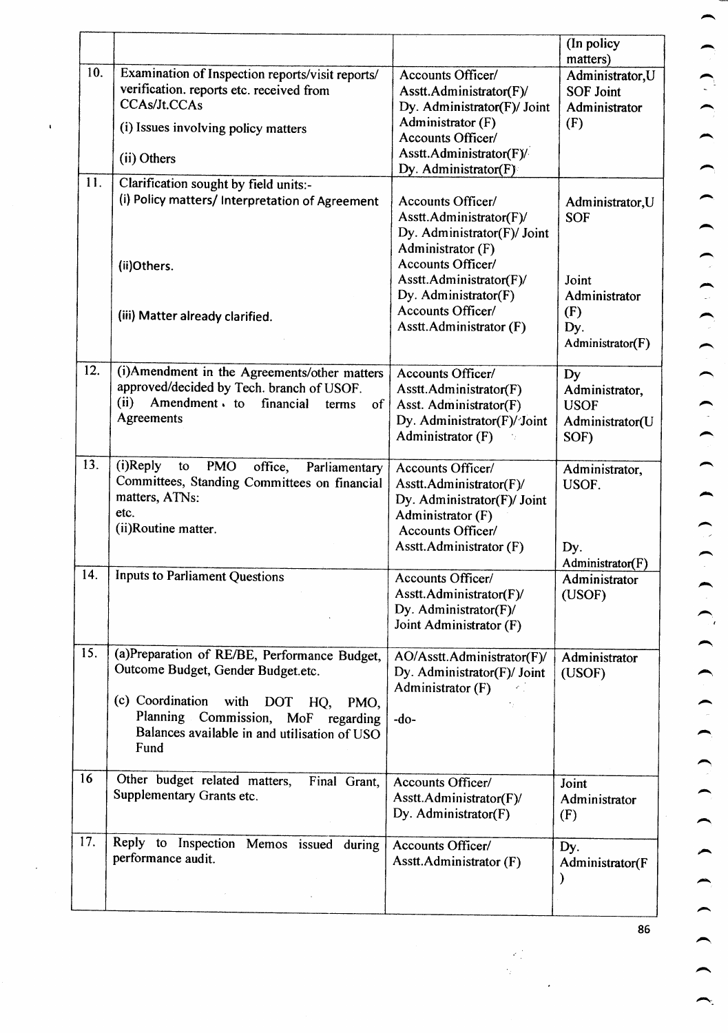| | | | |
|---|---|---|---|
| | | | (In policy matters) |
| 10. | Examination of Inspection reports/visit reports/ verification. reports etc. received from CCAs/Jt.CCAs<br>(i) Issues involving policy matters<br>(ii) Others | Accounts Officer/ Asstt.Administrator(F)/ Dy. Administrator(F)/ Joint Administrator (F)<br>Accounts Officer/ Asstt.Administrator(F)/ Dy. Administrator(F) | Administrator,USOF Joint Administrator (F) |
| 11. | Clarification sought by field units:-<br>(i) Policy matters/ Interpretation of Agreement<br>(ii)Others.<br>(iii) Matter already clarified. | Accounts Officer/ Asstt.Administrator(F)/ Dy. Administrator(F)/ Joint Administrator (F)<br>Accounts Officer/ Asstt.Administrator(F)/ Dy. Administrator(F)<br>Accounts Officer/ Asstt.Administrator (F) | Administrator,USOF<br>Joint Administrator (F)<br>Dy. Administrator(F) |
| 12. | (i)Amendment in the Agreements/other matters approved/decided by Tech. branch of USOF.<br>(ii) Amendment to financial terms of Agreements | Accounts Officer/ Asstt.Administrator(F)<br>Asst. Administrator(F)<br>Dy. Administrator(F)/ Joint Administrator (F) | Dy Administrator, USOF<br>Administrator(USOF) |
| 13. | (i)Reply to PMO office, Parliamentary Committees, Standing Committees on financial matters, ATNs: etc.<br>(ii)Routine matter. | Accounts Officer/ Asstt.Administrator(F)/ Dy. Administrator(F)/ Joint Administrator (F)<br>Accounts Officer/ Asstt.Administrator (F) | Administrator, USOF.<br>Dy. Administrator(F) |
| 14. | Inputs to Parliament Questions | Accounts Officer/ Asstt.Administrator(F)/ Dy. Administrator(F)/ Joint Administrator (F) | Administrator (USOF) |
| 15. | (a)Preparation of RE/BE, Performance Budget, Outcome Budget, Gender Budget.etc.<br>(c) Coordination with DOT HQ, PMO, Planning Commission, MoF regarding Balances available in and utilisation of USO Fund | AO/Asstt.Administrator(F)/ Dy. Administrator(F)/ Joint Administrator (F)<br>-do- | Administrator (USOF) |
| 16 | Other budget related matters, Final Grant, Supplementary Grants etc. | Accounts Officer/ Asstt.Administrator(F)/ Dy. Administrator(F) | Joint Administrator (F) |
| 17. | Reply to Inspection Memos issued during performance audit. | Accounts Officer/ Asstt.Administrator (F) | Dy. Administrator(F) |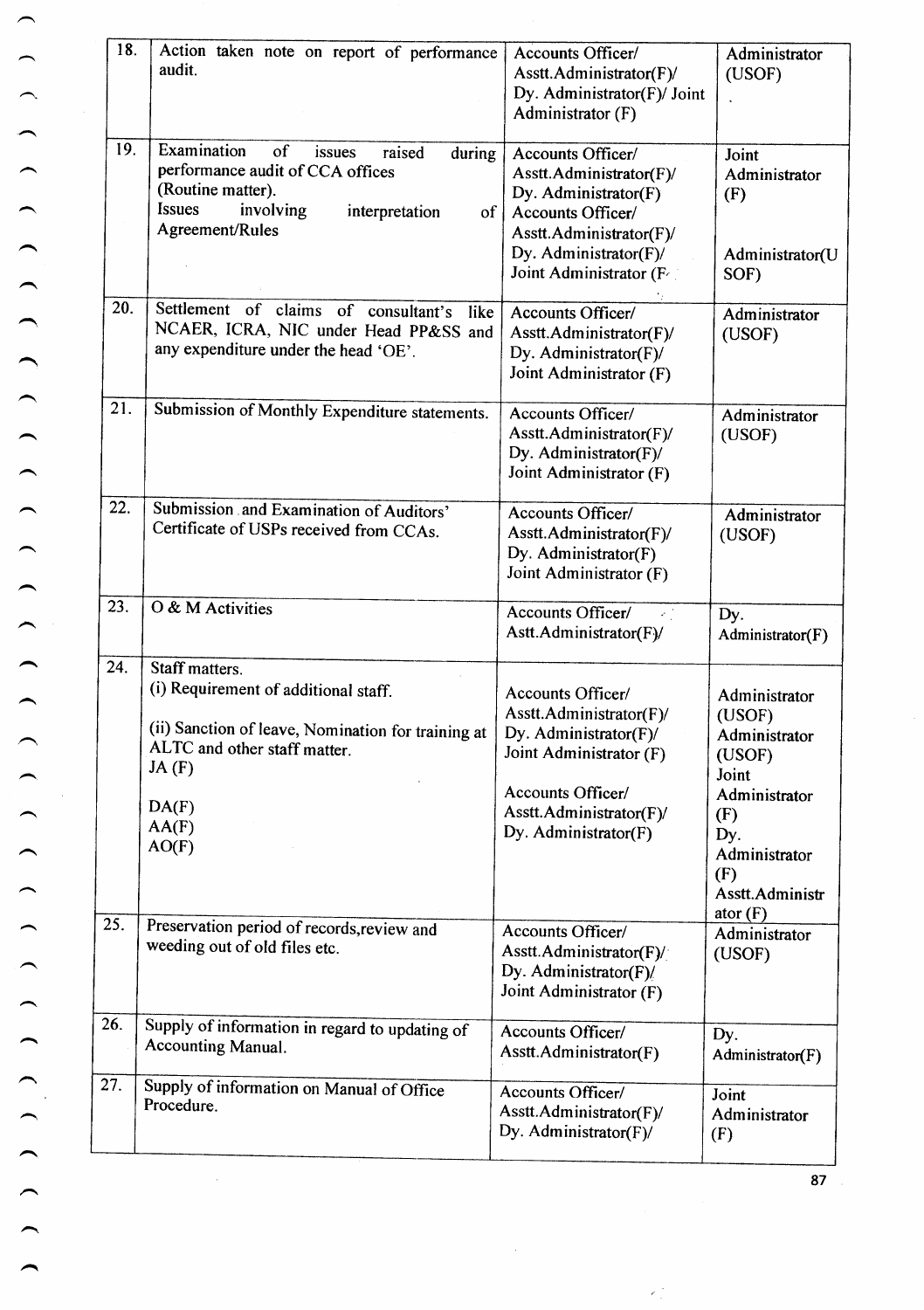| 18. | Action taken note on report of performance audit. | Accounts Officer/ Asstt.Administrator(F)/ Dy. Administrator(F)/ Joint Administrator (F) | Administrator (USOF) |
|---|---|---|---|
| 19. | Examination of issues raised during performance audit of CCA offices (Routine matter).<br>Issues involving interpretation of Agreement/Rules | Accounts Officer/ Asstt.Administrator(F)/ Dy. Administrator(F)<br>Accounts Officer/ Asstt.Administrator(F)/ Dy. Administrator(F)/ Joint Administrator (F | Joint Administrator (F)<br><br>Administrator(USOF) |
| 20. | Settlement of claims of consultant's like NCAER, ICRA, NIC under Head PP&SS and any expenditure under the head 'OE'. | Accounts Officer/ Asstt.Administrator(F)/ Dy. Administrator(F)/ Joint Administrator (F) | Administrator (USOF) |
| 21. | Submission of Monthly Expenditure statements. | Accounts Officer/ Asstt.Administrator(F)/ Dy. Administrator(F)/ Joint Administrator (F) | Administrator (USOF) |
| 22. | Submission and Examination of Auditors' Certificate of USPs received from CCAs. | Accounts Officer/ Asstt.Administrator(F)/ Dy. Administrator(F) Joint Administrator (F) | Administrator (USOF) |
| 23. | O & M Activities | Accounts Officer/ Astt.Administrator(F)/ | Dy. Administrator(F) |
| 24. | Staff matters.<br>(i) Requirement of additional staff.<br><br>(ii) Sanction of leave, Nomination for training at ALTC and other staff matter.<br>JA (F)<br><br>DA(F)<br>AA(F)<br>AO(F) | Accounts Officer/ Asstt.Administrator(F)/ Dy. Administrator(F)/ Joint Administrator (F)<br><br>Accounts Officer/ Asstt.Administrator(F)/ Dy. Administrator(F) | Administrator (USOF)<br>Administrator (USOF)<br>Joint Administrator (F)<br>Dy. Administrator (F)<br>Asstt.Administrator (F) |
| 25. | Preservation period of records,review and weeding out of old files etc. | Accounts Officer/ Asstt.Administrator(F)/ Dy. Administrator(F)/ Joint Administrator (F) | Administrator (USOF) |
| 26. | Supply of information in regard to updating of Accounting Manual. | Accounts Officer/ Asstt.Administrator(F) | Dy. Administrator(F) |
| 27. | Supply of information on Manual of Office Procedure. | Accounts Officer/ Asstt.Administrator(F)/ Dy. Administrator(F)/ | Joint Administrator (F) |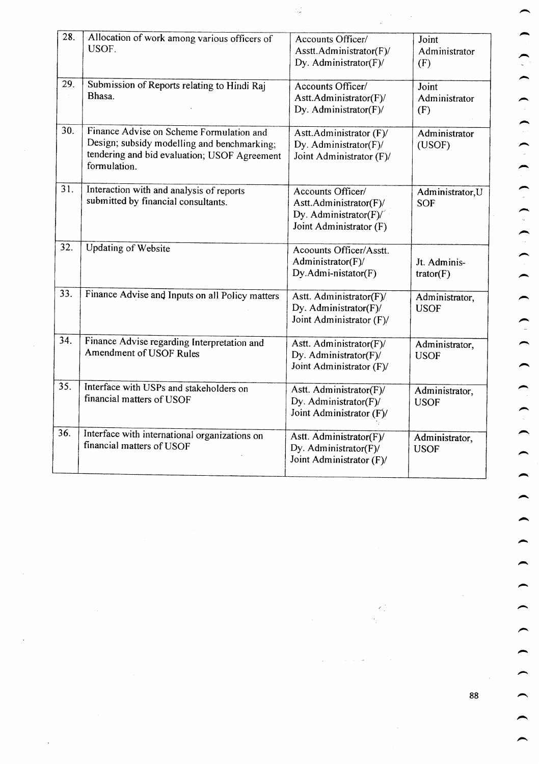| 28. | Allocation of work among various officers of USOF. | Accounts Officer/ Asstt.Administrator(F)/ Dy. Administrator(F)/ | Joint Administrator (F) |
|---|---|---|---|
| 29. | Submission of Reports relating to Hindi Raj Bhasa. | Accounts Officer/ Astt.Administrator(F)/ Dy. Administrator(F)/ | Joint Administrator (F) |
| 30. | Finance Advise on Scheme Formulation and Design; subsidy modelling and benchmarking; tendering and bid evaluation; USOF Agreement formulation. | Astt.Administrator (F)/ Dy. Administrator(F)/ Joint Administrator (F)/ | Administrator (USOF) |
| 31. | Interaction with and analysis of reports submitted by financial consultants. | Accounts Officer/ Astt.Administrator(F)/ Dy. Administrator(F)/ Joint Administrator (F) | Administrator,USOF |
| 32. | Updating of Website | Acoounts Officer/Asstt. Administrator(F)/ Dy.Admi-nistator(F) | Jt. Adminis-trator(F) |
| 33. | Finance Advise and Inputs on all Policy matters | Astt. Administrator(F)/ Dy. Administrator(F)/ Joint Administrator (F)/ | Administrator, USOF |
| 34. | Finance Advise regarding Interpretation and Amendment of USOF Rules | Astt. Administrator(F)/ Dy. Administrator(F)/ Joint Administrator (F)/ | Administrator, USOF |
| 35. | Interface with USPs and stakeholders on financial matters of USOF | Astt. Administrator(F)/ Dy. Administrator(F)/ Joint Administrator (F)/ | Administrator, USOF |
| 36. | Interface with international organizations on financial matters of USOF | Astt. Administrator(F)/ Dy. Administrator(F)/ Joint Administrator (F)/ | Administrator, USOF |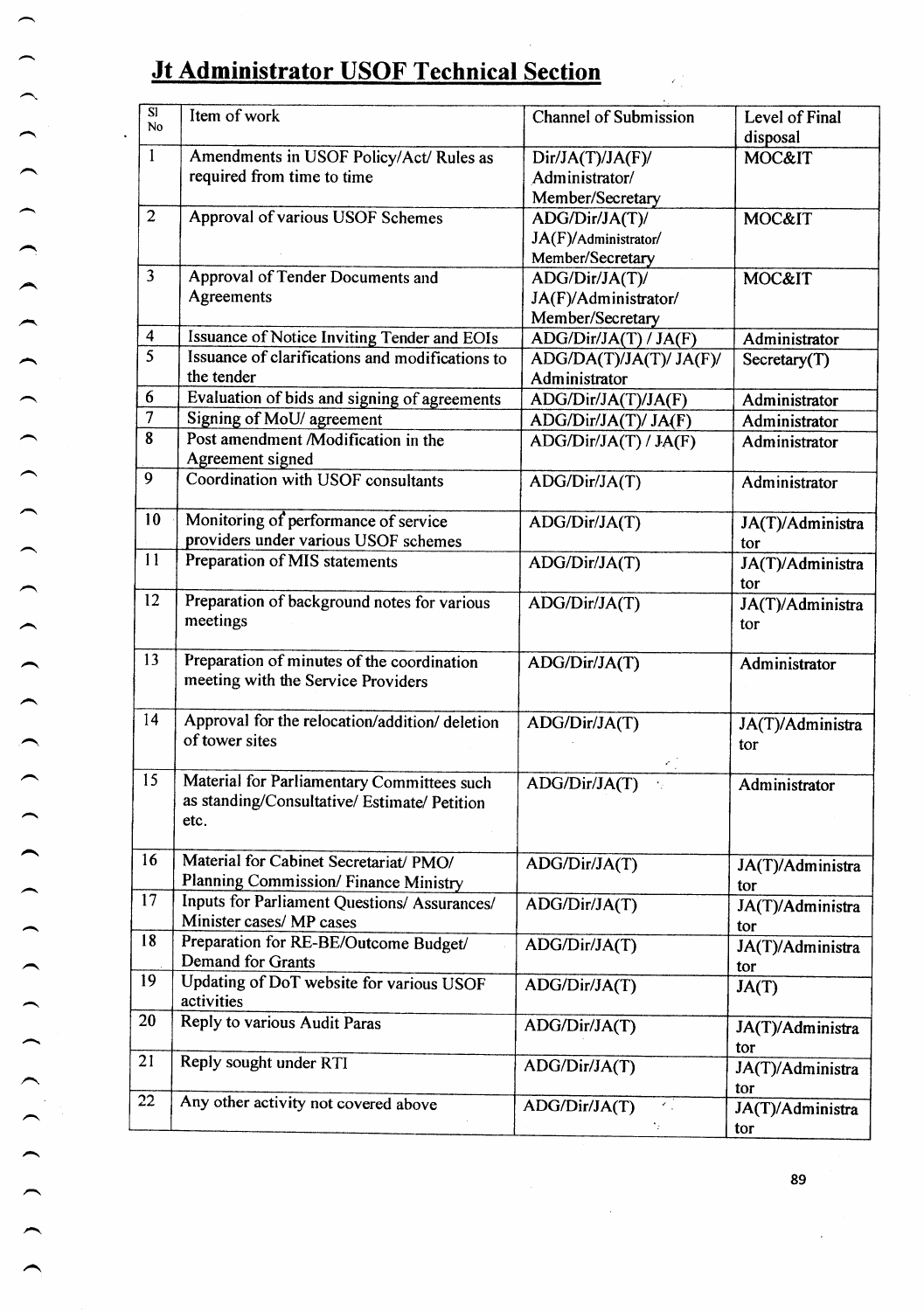# Jt Administrator USOF Technical Section

| Sl No | Item of work | Channel of Submission | Level of Final disposal |
|---|---|---|---|
| 1 | Amendments in USOF Policy/Act/ Rules as required from time to time | Dir/JA(T)/JA(F)/ Administrator/ Member/Secretary | MOC&IT |
| 2 | Approval of various USOF Schemes | ADG/Dir/JA(T)/ JA(F)/Administrator/ Member/Secretary | MOC&IT |
| 3 | Approval of Tender Documents and Agreements | ADG/Dir/JA(T)/ JA(F)/Administrator/ Member/Secretary | MOC&IT |
| 4 | Issuance of Notice Inviting Tender and EOIs | ADG/Dir/JA(T) / JA(F) | Administrator |
| 5 | Issuance of clarifications and modifications to the tender | ADG/DA(T)/JA(T)/ JA(F)/ Administrator | Secretary(T) |
| 6 | Evaluation of bids and signing of agreements | ADG/Dir/JA(T)/JA(F) | Administrator |
| 7 | Signing of MoU/ agreement | ADG/Dir/JA(T)/ JA(F) | Administrator |
| 8 | Post amendment /Modification in the Agreement signed | ADG/Dir/JA(T) / JA(F) | Administrator |
| 9 | Coordination with USOF consultants | ADG/Dir/JA(T) | Administrator |
| 10 | Monitoring of performance of service providers under various USOF schemes | ADG/Dir/JA(T) | JA(T)/Administrator |
| 11 | Preparation of MIS statements | ADG/Dir/JA(T) | JA(T)/Administrator |
| 12 | Preparation of background notes for various meetings | ADG/Dir/JA(T) | JA(T)/Administrator |
| 13 | Preparation of minutes of the coordination meeting with the Service Providers | ADG/Dir/JA(T) | Administrator |
| 14 | Approval for the relocation/addition/ deletion of tower sites | ADG/Dir/JA(T) | JA(T)/Administrator |
| 15 | Material for Parliamentary Committees such as standing/Consultative/ Estimate/ Petition etc. | ADG/Dir/JA(T) | Administrator |
| 16 | Material for Cabinet Secretariat/ PMO/ Planning Commission/ Finance Ministry | ADG/Dir/JA(T) | JA(T)/Administrator |
| 17 | Inputs for Parliament Questions/ Assurances/ Minister cases/ MP cases | ADG/Dir/JA(T) | JA(T)/Administrator |
| 18 | Preparation for RE-BE/Outcome Budget/ Demand for Grants | ADG/Dir/JA(T) | JA(T)/Administrator |
| 19 | Updating of DoT website for various USOF activities | ADG/Dir/JA(T) | JA(T) |
| 20 | Reply to various Audit Paras | ADG/Dir/JA(T) | JA(T)/Administrator |
| 21 | Reply sought under RTI | ADG/Dir/JA(T) | JA(T)/Administrator |
| 22 | Any other activity not covered above | ADG/Dir/JA(T) | JA(T)/Administrator |